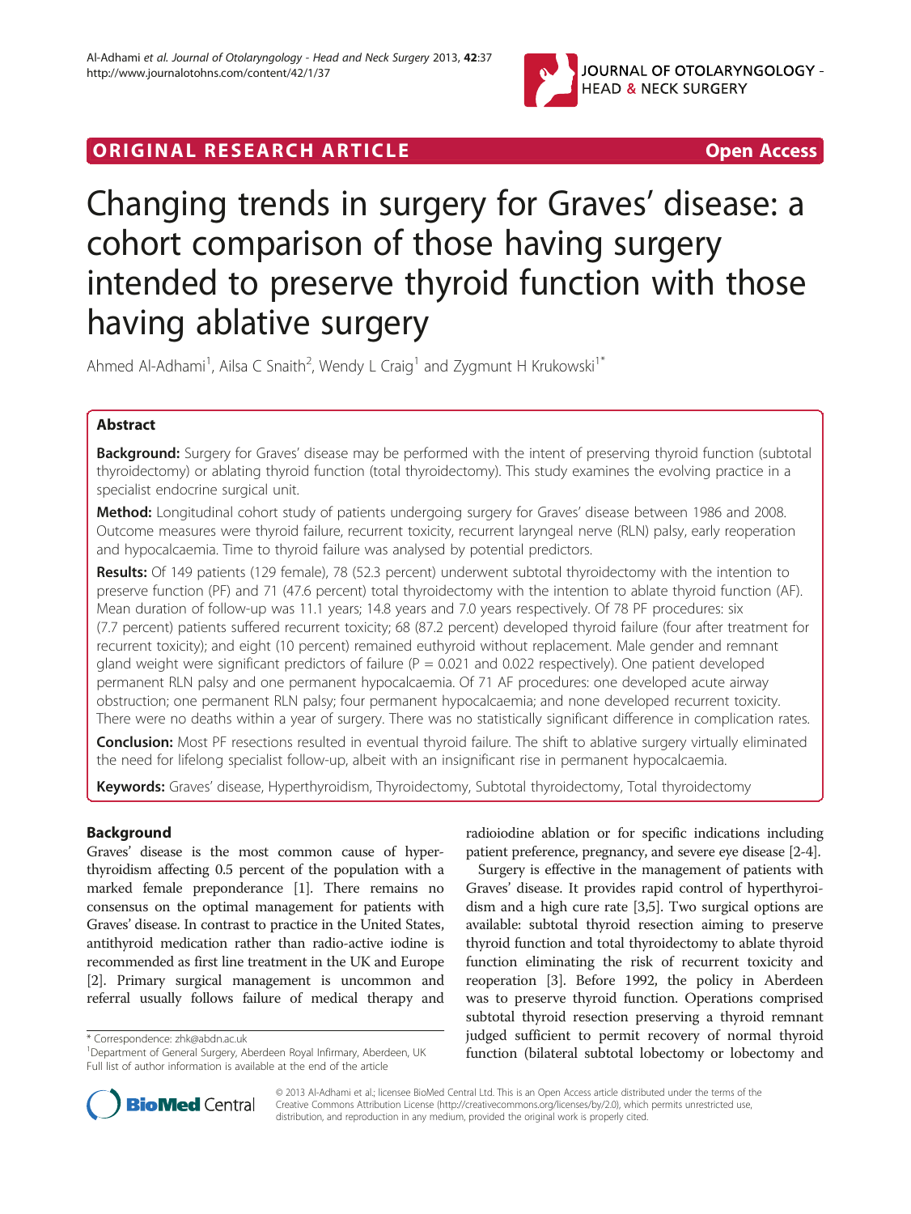ORIGINAL RESEARCH ARTICLE | Open Access

# Changing trends in surgery for Graves' disease: a cohort comparison of those having surgery intended to preserve thyroid function with those having ablative surgery

Ahmed Al-Adhami[1], Ailsa C Snaith[2], Wendy L Craig[1] and Zygmunt H Krukowski[1*]

## Abstract

**Background:** Surgery for Graves' disease may be performed with the intent of preserving thyroid function (subtotal thyroidectomy) or ablating thyroid function (total thyroidectomy). This study examines the evolving practice in a specialist endocrine surgical unit.

**Method:** Longitudinal cohort study of patients undergoing surgery for Graves' disease between 1986 and 2008. Outcome measures were thyroid failure, recurrent toxicity, recurrent laryngeal nerve (RLN) palsy, early reoperation and hypocalcaemia. Time to thyroid failure was analysed by potential predictors.

**Results:** Of 149 patients (129 female), 78 (52.3 percent) underwent subtotal thyroidectomy with the intention to preserve function (PF) and 71 (47.6 percent) total thyroidectomy with the intention to ablate thyroid function (AF). Mean duration of follow-up was 11.1 years; 14.8 years and 7.0 years respectively. Of 78 PF procedures: six (7.7 percent) patients suffered recurrent toxicity; 68 (87.2 percent) developed thyroid failure (four after treatment for recurrent toxicity); and eight (10 percent) remained euthyroid without replacement. Male gender and remnant gland weight were significant predictors of failure (P = 0.021 and 0.022 respectively). One patient developed permanent RLN palsy and one permanent hypocalcaemia. Of 71 AF procedures: one developed acute airway obstruction; one permanent RLN palsy; four permanent hypocalcaemia; and none developed recurrent toxicity. There were no deaths within a year of surgery. There was no statistically significant difference in complication rates.

**Conclusion:** Most PF resections resulted in eventual thyroid failure. The shift to ablative surgery virtually eliminated the need for lifelong specialist follow-up, albeit with an insignificant rise in permanent hypocalcaemia.

**Keywords:** Graves' disease, Hyperthyroidism, Thyroidectomy, Subtotal thyroidectomy, Total thyroidectomy

## Background

Graves' disease is the most common cause of hyperthyroidism affecting 0.5 percent of the population with a marked female preponderance [1]. There remains no consensus on the optimal management for patients with Graves' disease. In contrast to practice in the United States, antithyroid medication rather than radio-active iodine is recommended as first line treatment in the UK and Europe [2]. Primary surgical management is uncommon and referral usually follows failure of medical therapy and radioiodine ablation or for specific indications including patient preference, pregnancy, and severe eye disease [2-4].

Surgery is effective in the management of patients with Graves' disease. It provides rapid control of hyperthyroidism and a high cure rate [3,5]. Two surgical options are available: subtotal thyroid resection aiming to preserve thyroid function and total thyroidectomy to ablate thyroid function eliminating the risk of recurrent toxicity and reoperation [3]. Before 1992, the policy in Aberdeen was to preserve thyroid function. Operations comprised subtotal thyroid resection preserving a thyroid remnant judged sufficient to permit recovery of normal thyroid function (bilateral subtotal lobectomy or lobectomy and

\* Correspondence: zhk@abdn.ac.uk
[1]Department of General Surgery, Aberdeen Royal Infirmary, Aberdeen, UK
Full list of author information is available at the end of the article

© 2013 Al-Adhami et al.; licensee BioMed Central Ltd. This is an Open Access article distributed under the terms of the Creative Commons Attribution License (http://creativecommons.org/licenses/by/2.0), which permits unrestricted use, distribution, and reproduction in any medium, provided the original work is properly cited.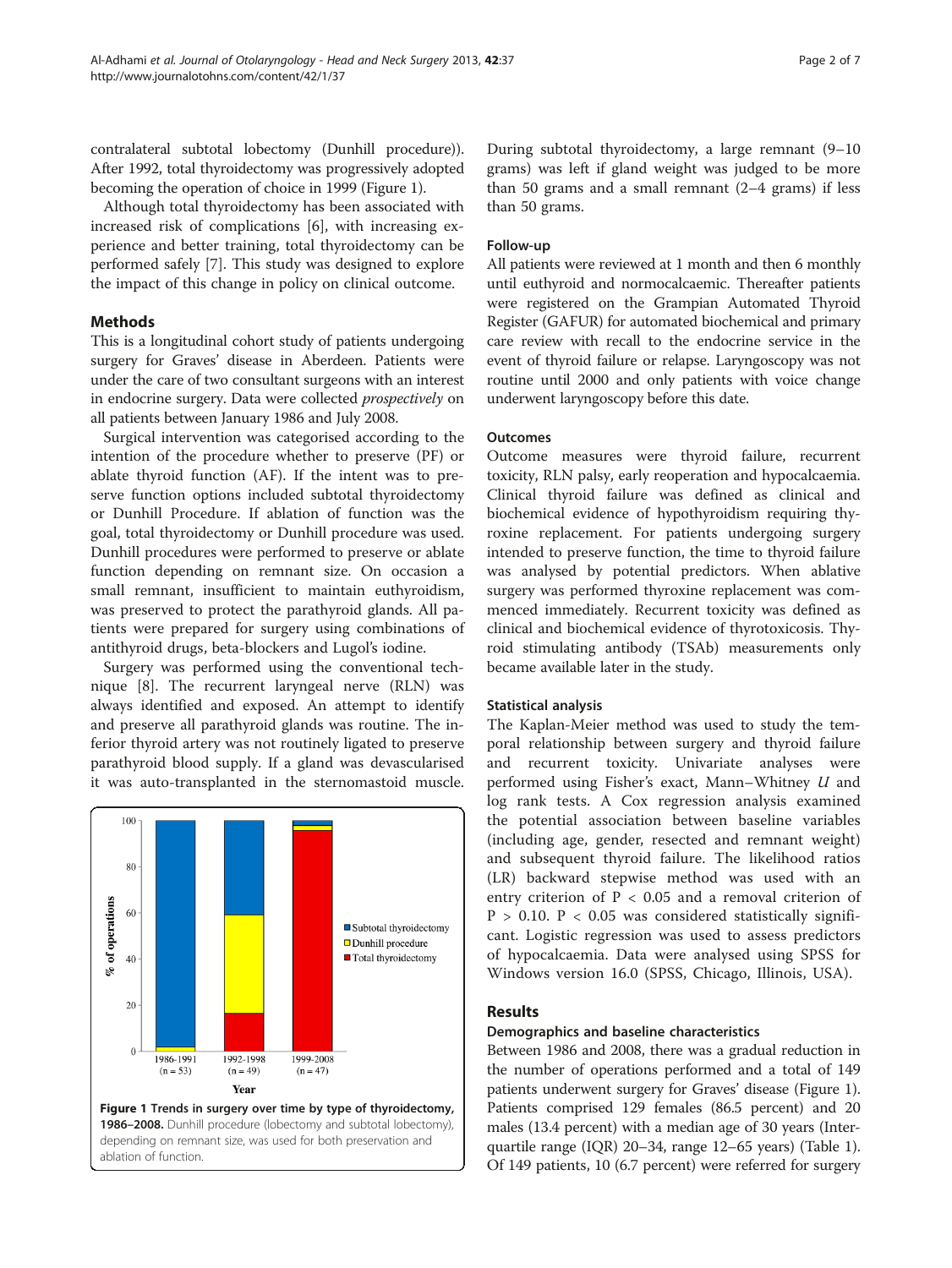contralateral subtotal lobectomy (Dunhill procedure)). After 1992, total thyroidectomy was progressively adopted becoming the operation of choice in 1999 (Figure 1).

Although total thyroidectomy has been associated with increased risk of complications [6], with increasing experience and better training, total thyroidectomy can be performed safely [7]. This study was designed to explore the impact of this change in policy on clinical outcome.

## Methods

This is a longitudinal cohort study of patients undergoing surgery for Graves' disease in Aberdeen. Patients were under the care of two consultant surgeons with an interest in endocrine surgery. Data were collected *prospectively* on all patients between January 1986 and July 2008.

Surgical intervention was categorised according to the intention of the procedure whether to preserve (PF) or ablate thyroid function (AF). If the intent was to preserve function options included subtotal thyroidectomy or Dunhill Procedure. If ablation of function was the goal, total thyroidectomy or Dunhill procedure was used. Dunhill procedures were performed to preserve or ablate function depending on remnant size. On occasion a small remnant, insufficient to maintain euthyroidism, was preserved to protect the parathyroid glands. All patients were prepared for surgery using combinations of antithyroid drugs, beta-blockers and Lugol's iodine.

Surgery was performed using the conventional technique [8]. The recurrent laryngeal nerve (RLN) was always identified and exposed. An attempt to identify and preserve all parathyroid glands was routine. The inferior thyroid artery was not routinely ligated to preserve parathyroid blood supply. If a gland was devascularised it was auto-transplanted in the sternomastoid muscle.

**Figure 1 Trends in surgery over time by type of thyroidectomy, 1986–2008.** Dunhill procedure (lobectomy and subtotal lobectomy), depending on remnant size, was used for both preservation and ablation of function.

During subtotal thyroidectomy, a large remnant (9–10 grams) was left if gland weight was judged to be more than 50 grams and a small remnant (2–4 grams) if less than 50 grams.

### Follow-up

All patients were reviewed at 1 month and then 6 monthly until euthyroid and normocalcaemic. Thereafter patients were registered on the Grampian Automated Thyroid Register (GAFUR) for automated biochemical and primary care review with recall to the endocrine service in the event of thyroid failure or relapse. Laryngoscopy was not routine until 2000 and only patients with voice change underwent laryngoscopy before this date.

### Outcomes

Outcome measures were thyroid failure, recurrent toxicity, RLN palsy, early reoperation and hypocalcaemia. Clinical thyroid failure was defined as clinical and biochemical evidence of hypothyroidism requiring thyroxine replacement. For patients undergoing surgery intended to preserve function, the time to thyroid failure was analysed by potential predictors. When ablative surgery was performed thyroxine replacement was commenced immediately. Recurrent toxicity was defined as clinical and biochemical evidence of thyrotoxicosis. Thyroid stimulating antibody (TSAb) measurements only became available later in the study.

### Statistical analysis

The Kaplan-Meier method was used to study the temporal relationship between surgery and thyroid failure and recurrent toxicity. Univariate analyses were performed using Fisher's exact, Mann–Whitney *U* and log rank tests. A Cox regression analysis examined the potential association between baseline variables (including age, gender, resected and remnant weight) and subsequent thyroid failure. The likelihood ratios (LR) backward stepwise method was used with an entry criterion of $P < 0.05$ and a removal criterion of $P > 0.10$. $P < 0.05$ was considered statistically significant. Logistic regression was used to assess predictors of hypocalcaemia. Data were analysed using SPSS for Windows version 16.0 (SPSS, Chicago, Illinois, USA).

## Results

### Demographics and baseline characteristics

Between 1986 and 2008, there was a gradual reduction in the number of operations performed and a total of 149 patients underwent surgery for Graves' disease (Figure 1). Patients comprised 129 females (86.5 percent) and 20 males (13.4 percent) with a median age of 30 years (Interquartile range (IQR) 20–34, range 12–65 years) (Table 1). Of 149 patients, 10 (6.7 percent) were referred for surgery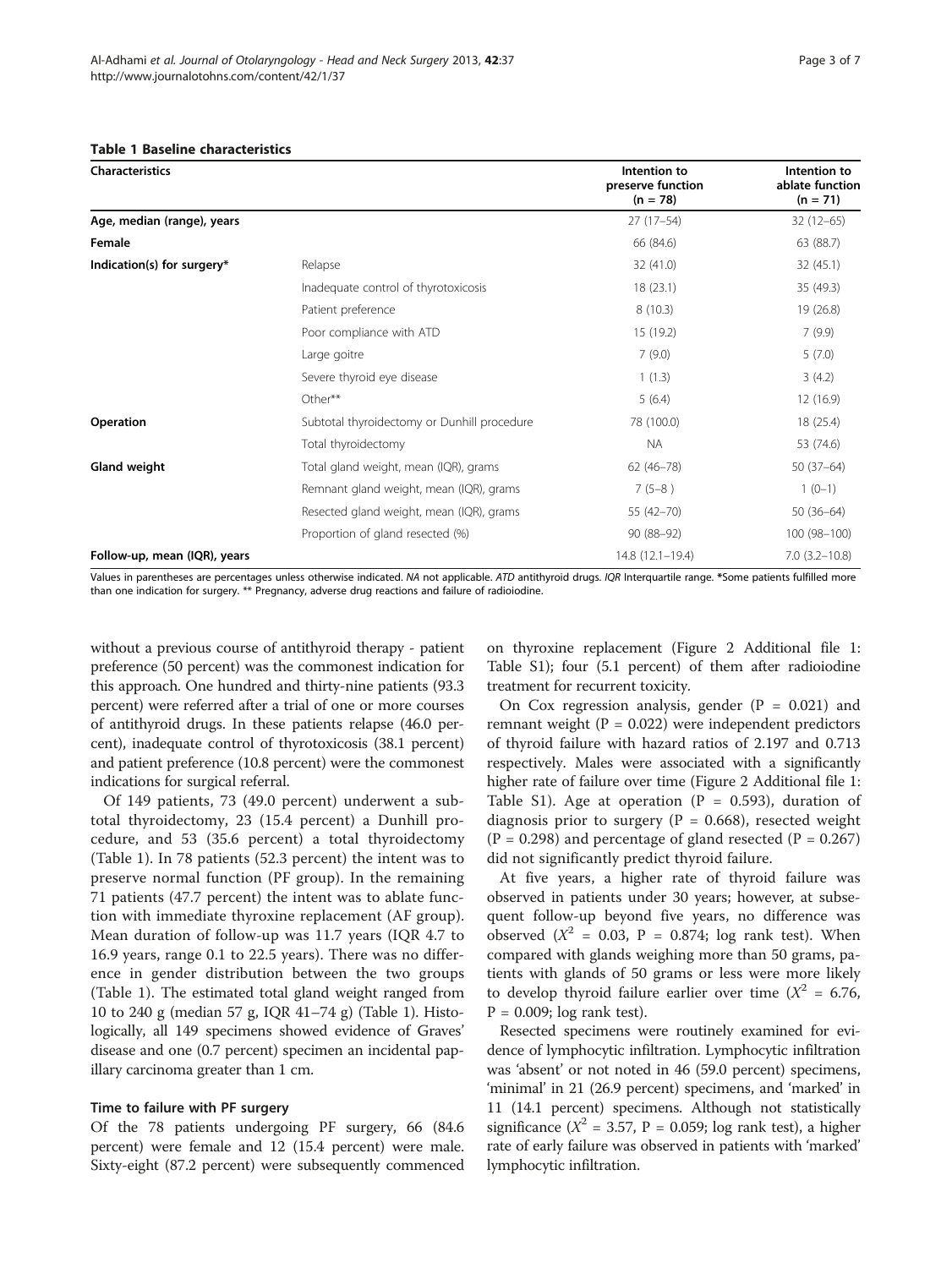**Table 1 Baseline characteristics**

| Characteristics | | Intention to preserve function (n = 78) | Intention to ablate function (n = 71) |
|---|---|---|---|
| **Age, median (range), years** | | 27 (17–54) | 32 (12–65) |
| **Female** | | 66 (84.6) | 63 (88.7) |
| **Indication(s) for surgery*** | Relapse | 32 (41.0) | 32 (45.1) |
| | Inadequate control of thyrotoxicosis | 18 (23.1) | 35 (49.3) |
| | Patient preference | 8 (10.3) | 19 (26.8) |
| | Poor compliance with ATD | 15 (19.2) | 7 (9.9) |
| | Large goitre | 7 (9.0) | 5 (7.0) |
| | Severe thyroid eye disease | 1 (1.3) | 3 (4.2) |
| | Other** | 5 (6.4) | 12 (16.9) |
| **Operation** | Subtotal thyroidectomy or Dunhill procedure | 78 (100.0) | 18 (25.4) |
| | Total thyroidectomy | NA | 53 (74.6) |
| **Gland weight** | Total gland weight, mean (IQR), grams | 62 (46–78) | 50 (37–64) |
| | Remnant gland weight, mean (IQR), grams | 7 (5–8 ) | 1 (0–1) |
| | Resected gland weight, mean (IQR), grams | 55 (42–70) | 50 (36–64) |
| | Proportion of gland resected (%) | 90 (88–92) | 100 (98–100) |
| **Follow-up, mean (IQR), years** | | 14.8 (12.1–19.4) | 7.0 (3.2–10.8) |

Values in parentheses are percentages unless otherwise indicated. *NA* not applicable. *ATD* antithyroid drugs. *IQR* Interquartile range. *Some patients fulfilled more than one indication for surgery. ** Pregnancy, adverse drug reactions and failure of radioiodine.

without a previous course of antithyroid therapy - patient preference (50 percent) was the commonest indication for this approach. One hundred and thirty-nine patients (93.3 percent) were referred after a trial of one or more courses of antithyroid drugs. In these patients relapse (46.0 percent), inadequate control of thyrotoxicosis (38.1 percent) and patient preference (10.8 percent) were the commonest indications for surgical referral.

Of 149 patients, 73 (49.0 percent) underwent a subtotal thyroidectomy, 23 (15.4 percent) a Dunhill procedure, and 53 (35.6 percent) a total thyroidectomy (Table 1). In 78 patients (52.3 percent) the intent was to preserve normal function (PF group). In the remaining 71 patients (47.7 percent) the intent was to ablate function with immediate thyroxine replacement (AF group). Mean duration of follow-up was 11.7 years (IQR 4.7 to 16.9 years, range 0.1 to 22.5 years). There was no difference in gender distribution between the two groups (Table 1). The estimated total gland weight ranged from 10 to 240 g (median 57 g, IQR 41–74 g) (Table 1). Histologically, all 149 specimens showed evidence of Graves' disease and one (0.7 percent) specimen an incidental papillary carcinoma greater than 1 cm.

### Time to failure with PF surgery

Of the 78 patients undergoing PF surgery, 66 (84.6 percent) were female and 12 (15.4 percent) were male. Sixty-eight (87.2 percent) were subsequently commenced on thyroxine replacement (Figure 2 Additional file 1: Table S1); four (5.1 percent) of them after radioiodine treatment for recurrent toxicity.

On Cox regression analysis, gender ($P = 0.021$) and remnant weight ($P = 0.022$) were independent predictors of thyroid failure with hazard ratios of 2.197 and 0.713 respectively. Males were associated with a significantly higher rate of failure over time (Figure 2 Additional file 1: Table S1). Age at operation ($P = 0.593$), duration of diagnosis prior to surgery ($P = 0.668$), resected weight ($P = 0.298$) and percentage of gland resected ($P = 0.267$) did not significantly predict thyroid failure.

At five years, a higher rate of thyroid failure was observed in patients under 30 years; however, at subsequent follow-up beyond five years, no difference was observed ($X^2 = 0.03$, $P = 0.874$; log rank test). When compared with glands weighing more than 50 grams, patients with glands of 50 grams or less were more likely to develop thyroid failure earlier over time ($X^2 = 6.76$, $P = 0.009$; log rank test).

Resected specimens were routinely examined for evidence of lymphocytic infiltration. Lymphocytic infiltration was 'absent' or not noted in 46 (59.0 percent) specimens, 'minimal' in 21 (26.9 percent) specimens, and 'marked' in 11 (14.1 percent) specimens. Although not statistically significance ($X^2 = 3.57$, $P = 0.059$; log rank test), a higher rate of early failure was observed in patients with 'marked' lymphocytic infiltration.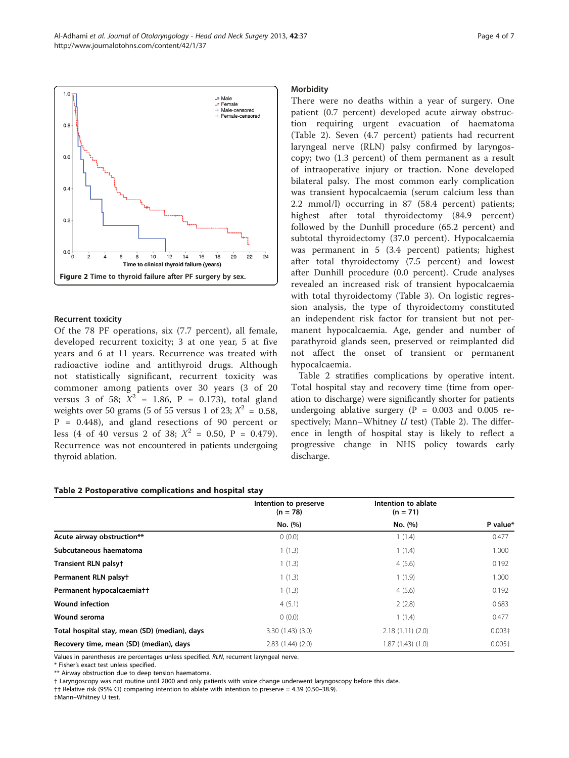Figure 2 Time to thyroid failure after PF surgery by sex.

### Recurrent toxicity

Of the 78 PF operations, six (7.7 percent), all female, developed recurrent toxicity; 3 at one year, 5 at five years and 6 at 11 years. Recurrence was treated with radioactive iodine and antithyroid drugs. Although not statistically significant, recurrent toxicity was commoner among patients over 30 years (3 of 20 versus 3 of 58; $X^2$ = 1.86, P = 0.173), total gland weights over 50 grams (5 of 55 versus 1 of 23; $X^2$ = 0.58, P = 0.448), and gland resections of 90 percent or less (4 of 40 versus 2 of 38; $X^2$ = 0.50, P = 0.479). Recurrence was not encountered in patients undergoing thyroid ablation.

### Morbidity

There were no deaths within a year of surgery. One patient (0.7 percent) developed acute airway obstruction requiring urgent evacuation of haematoma (Table 2). Seven (4.7 percent) patients had recurrent laryngeal nerve (RLN) palsy confirmed by laryngoscopy; two (1.3 percent) of them permanent as a result of intraoperative injury or traction. None developed bilateral palsy. The most common early complication was transient hypocalcaemia (serum calcium less than 2.2 mmol/l) occurring in 87 (58.4 percent) patients; highest after total thyroidectomy (84.9 percent) followed by the Dunhill procedure (65.2 percent) and subtotal thyroidectomy (37.0 percent). Hypocalcaemia was permanent in 5 (3.4 percent) patients; highest after total thyroidectomy (7.5 percent) and lowest after Dunhill procedure (0.0 percent). Crude analyses revealed an increased risk of transient hypocalcaemia with total thyroidectomy (Table 3). On logistic regression analysis, the type of thyroidectomy constituted an independent risk factor for transient but not permanent hypocalcaemia. Age, gender and number of parathyroid glands seen, preserved or reimplanted did not affect the onset of transient or permanent hypocalcaemia.

Table 2 stratifies complications by operative intent. Total hospital stay and recovery time (time from operation to discharge) were significantly shorter for patients undergoing ablative surgery (P = 0.003 and 0.005 respectively; Mann–Whitney *U* test) (Table 2). The difference in length of hospital stay is likely to reflect a progressive change in NHS policy towards early discharge.

**Table 2 Postoperative complications and hospital stay**

| | Intention to preserve (n = 78) | Intention to ablate (n = 71) | |
|---|---|---|---|
| | No. (%) | No. (%) | P value* |
| **Acute airway obstruction**** | 0 (0.0) | 1 (1.4) | 0.477 |
| **Subcutaneous haematoma** | 1 (1.3) | 1 (1.4) | 1.000 |
| **Transient RLN palsy†** | 1 (1.3) | 4 (5.6) | 0.192 |
| **Permanent RLN palsy†** | 1 (1.3) | 1 (1.9) | 1.000 |
| **Permanent hypocalcaemia††** | 1 (1.3) | 4 (5.6) | 0.192 |
| **Wound infection** | 4 (5.1) | 2 (2.8) | 0.683 |
| **Wound seroma** | 0 (0.0) | 1 (1.4) | 0.477 |
| **Total hospital stay, mean (SD) (median), days** | 3.30 (1.43) (3.0) | 2.18 (1.11) (2.0) | 0.003‡ |
| **Recovery time, mean (SD) (median), days** | 2.83 (1.44) (2.0) | 1.87 (1.43) (1.0) | 0.005‡ |

Values in parentheses are percentages unless specified. *RLN*, recurrent laryngeal nerve.
* Fisher's exact test unless specified.
** Airway obstruction due to deep tension haematoma.
† Laryngoscopy was not routine until 2000 and only patients with voice change underwent laryngoscopy before this date.
†† Relative risk (95% CI) comparing intention to ablate with intention to preserve = 4.39 (0.50–38.9).
‡Mann–Whitney U test.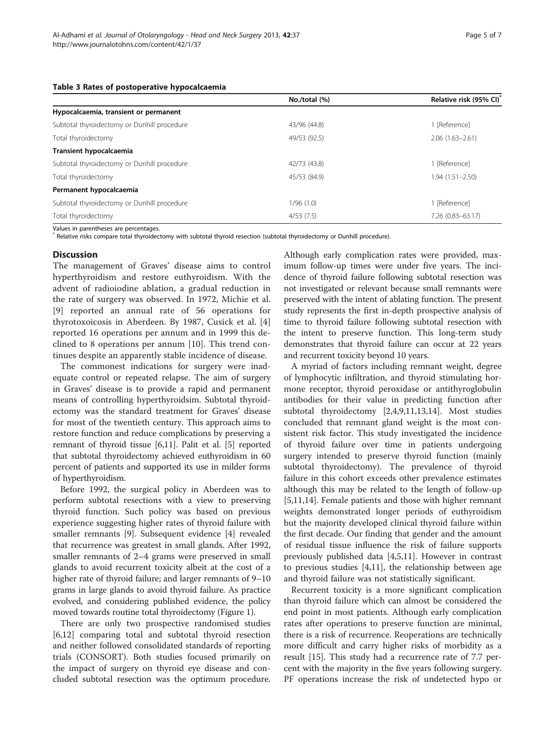**Table 3 Rates of postoperative hypocalcaemia**

| | No./total (%) | Relative risk (95% CI)* |
|---|---|---|
| **Hypocalcaemia, transient or permanent** | | |
| Subtotal thyroidectomy or Dunhill procedure | 43/96 (44.8) | 1 [Reference] |
| Total thyroidectomy | 49/53 (92.5) | 2.06 (1.63–2.61) |
| **Transient hypocalcaemia** | | |
| Subtotal thyroidectomy or Dunhill procedure | 42/73 (43.8) | 1 [Reference] |
| Total thyroidectomy | 45/53 (84.9) | 1.94 (1.51–2.50) |
| **Permanent hypocalcaemia** | | |
| Subtotal thyroidectomy or Dunhill procedure | 1/96 (1.0) | 1 [Reference] |
| Total thyroidectomy | 4/53 (7.5) | 7.26 (0.83–63.17) |

Values in parentheses are percentages.
* Relative risks compare total thyroidectomy with subtotal thyroid resection (subtotal thyroidectomy or Dunhill procedure).

## Discussion

The management of Graves' disease aims to control hyperthyroidism and restore euthyroidism. With the advent of radioiodine ablation, a gradual reduction in the rate of surgery was observed. In 1972, Michie et al. [9] reported an annual rate of 56 operations for thyrotoxoicosis in Aberdeen. By 1987, Cusick et al. [4] reported 16 operations per annum and in 1999 this declined to 8 operations per annum [10]. This trend continues despite an apparently stable incidence of disease.

The commonest indications for surgery were inadequate control or repeated relapse. The aim of surgery in Graves' disease is to provide a rapid and permanent means of controlling hyperthyroidsim. Subtotal thyroidectomy was the standard treatment for Graves' disease for most of the twentieth century. This approach aims to restore function and reduce complications by preserving a remnant of thyroid tissue [6,11]. Palit et al. [5] reported that subtotal thyroidectomy achieved euthyroidism in 60 percent of patients and supported its use in milder forms of hyperthyroidism.

Before 1992, the surgical policy in Aberdeen was to perform subtotal resections with a view to preserving thyroid function. Such policy was based on previous experience suggesting higher rates of thyroid failure with smaller remnants [9]. Subsequent evidence [4] revealed that recurrence was greatest in small glands. After 1992, smaller remnants of 2–4 grams were preserved in small glands to avoid recurrent toxicity albeit at the cost of a higher rate of thyroid failure; and larger remnants of 9–10 grams in large glands to avoid thyroid failure. As practice evolved, and considering published evidence, the policy moved towards routine total thyroidectomy (Figure 1).

There are only two prospective randomised studies [6,12] comparing total and subtotal thyroid resection and neither followed consolidated standards of reporting trials (CONSORT). Both studies focused primarily on the impact of surgery on thyroid eye disease and concluded subtotal resection was the optimum procedure. Although early complication rates were provided, maximum follow-up times were under five years. The incidence of thyroid failure following subtotal resection was not investigated or relevant because small remnants were preserved with the intent of ablating function. The present study represents the first in-depth prospective analysis of time to thyroid failure following subtotal resection with the intent to preserve function. This long-term study demonstrates that thyroid failure can occur at 22 years and recurrent toxicity beyond 10 years.

A myriad of factors including remnant weight, degree of lymphocytic infiltration, and thyroid stimulating hormone receptor, thyroid peroxidase or antithyroglobulin antibodies for their value in predicting function after subtotal thyroidectomy [2,4,9,11,13,14]. Most studies concluded that remnant gland weight is the most consistent risk factor. This study investigated the incidence of thyroid failure over time in patients undergoing surgery intended to preserve thyroid function (mainly subtotal thyroidectomy). The prevalence of thyroid failure in this cohort exceeds other prevalence estimates although this may be related to the length of follow-up [5,11,14]. Female patients and those with higher remnant weights demonstrated longer periods of euthyroidism but the majority developed clinical thyroid failure within the first decade. Our finding that gender and the amount of residual tissue influence the risk of failure supports previously published data [4,5,11]. However in contrast to previous studies [4,11], the relationship between age and thyroid failure was not statistically significant.

Recurrent toxicity is a more significant complication than thyroid failure which can almost be considered the end point in most patients. Although early complication rates after operations to preserve function are minimal, there is a risk of recurrence. Reoperations are technically more difficult and carry higher risks of morbidity as a result [15]. This study had a recurrence rate of 7.7 percent with the majority in the five years following surgery. PF operations increase the risk of undetected hypo or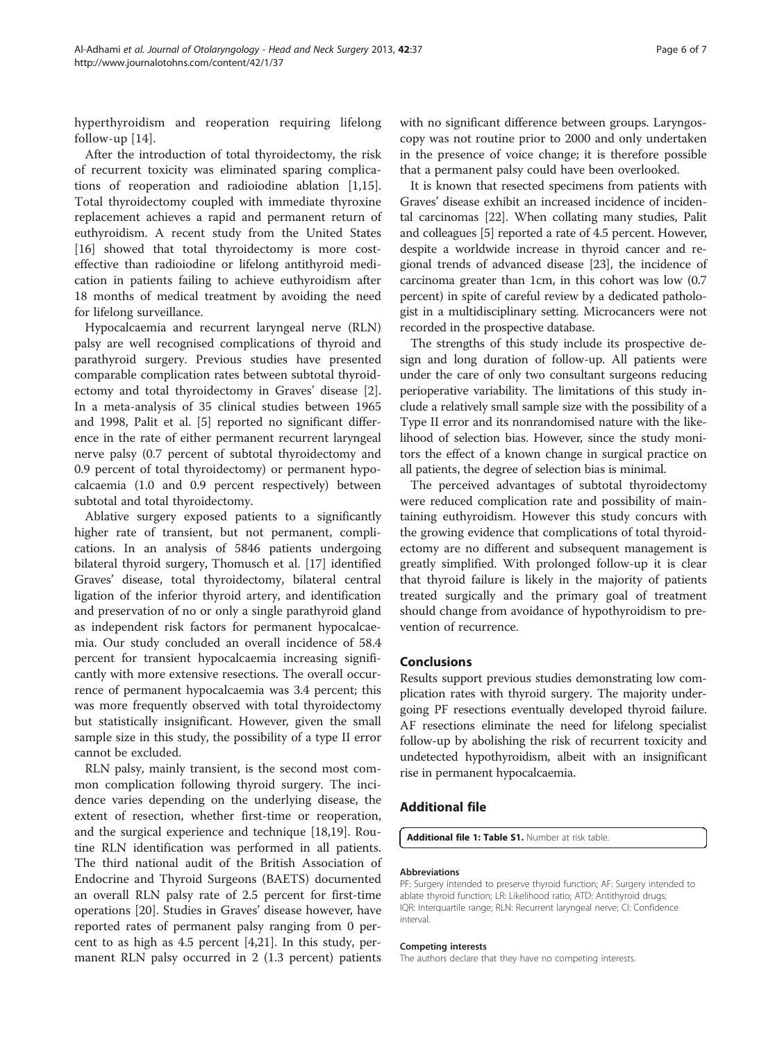hyperthyroidism and reoperation requiring lifelong follow-up [14].

After the introduction of total thyroidectomy, the risk of recurrent toxicity was eliminated sparing complications of reoperation and radioiodine ablation [1,15]. Total thyroidectomy coupled with immediate thyroxine replacement achieves a rapid and permanent return of euthyroidism. A recent study from the United States [16] showed that total thyroidectomy is more cost-effective than radioiodine or lifelong antithyroid medication in patients failing to achieve euthyroidism after 18 months of medical treatment by avoiding the need for lifelong surveillance.

Hypocalcaemia and recurrent laryngeal nerve (RLN) palsy are well recognised complications of thyroid and parathyroid surgery. Previous studies have presented comparable complication rates between subtotal thyroidectomy and total thyroidectomy in Graves' disease [2]. In a meta-analysis of 35 clinical studies between 1965 and 1998, Palit et al. [5] reported no significant difference in the rate of either permanent recurrent laryngeal nerve palsy (0.7 percent of subtotal thyroidectomy and 0.9 percent of total thyroidectomy) or permanent hypocalcaemia (1.0 and 0.9 percent respectively) between subtotal and total thyroidectomy.

Ablative surgery exposed patients to a significantly higher rate of transient, but not permanent, complications. In an analysis of 5846 patients undergoing bilateral thyroid surgery, Thomusch et al. [17] identified Graves' disease, total thyroidectomy, bilateral central ligation of the inferior thyroid artery, and identification and preservation of no or only a single parathyroid gland as independent risk factors for permanent hypocalcaemia. Our study concluded an overall incidence of 58.4 percent for transient hypocalcaemia increasing significantly with more extensive resections. The overall occurrence of permanent hypocalcaemia was 3.4 percent; this was more frequently observed with total thyroidectomy but statistically insignificant. However, given the small sample size in this study, the possibility of a type II error cannot be excluded.

RLN palsy, mainly transient, is the second most common complication following thyroid surgery. The incidence varies depending on the underlying disease, the extent of resection, whether first-time or reoperation, and the surgical experience and technique [18,19]. Routine RLN identification was performed in all patients. The third national audit of the British Association of Endocrine and Thyroid Surgeons (BAETS) documented an overall RLN palsy rate of 2.5 percent for first-time operations [20]. Studies in Graves' disease however, have reported rates of permanent palsy ranging from 0 percent to as high as 4.5 percent [4,21]. In this study, permanent RLN palsy occurred in 2 (1.3 percent) patients with no significant difference between groups. Laryngoscopy was not routine prior to 2000 and only undertaken in the presence of voice change; it is therefore possible that a permanent palsy could have been overlooked.

It is known that resected specimens from patients with Graves' disease exhibit an increased incidence of incidental carcinomas [22]. When collating many studies, Palit and colleagues [5] reported a rate of 4.5 percent. However, despite a worldwide increase in thyroid cancer and regional trends of advanced disease [23], the incidence of carcinoma greater than 1cm, in this cohort was low (0.7 percent) in spite of careful review by a dedicated pathologist in a multidisciplinary setting. Microcancers were not recorded in the prospective database.

The strengths of this study include its prospective design and long duration of follow-up. All patients were under the care of only two consultant surgeons reducing perioperative variability. The limitations of this study include a relatively small sample size with the possibility of a Type II error and its nonrandomised nature with the likelihood of selection bias. However, since the study monitors the effect of a known change in surgical practice on all patients, the degree of selection bias is minimal.

The perceived advantages of subtotal thyroidectomy were reduced complication rate and possibility of maintaining euthyroidism. However this study concurs with the growing evidence that complications of total thyroidectomy are no different and subsequent management is greatly simplified. With prolonged follow-up it is clear that thyroid failure is likely in the majority of patients treated surgically and the primary goal of treatment should change from avoidance of hypothyroidism to prevention of recurrence.

## Conclusions

Results support previous studies demonstrating low complication rates with thyroid surgery. The majority undergoing PF resections eventually developed thyroid failure. AF resections eliminate the need for lifelong specialist follow-up by abolishing the risk of recurrent toxicity and undetected hypothyroidism, albeit with an insignificant rise in permanent hypocalcaemia.

## Additional file

**Additional file 1: Table S1.** Number at risk table.

#### Abbreviations

PF: Surgery intended to preserve thyroid function; AF: Surgery intended to ablate thyroid function; LR: Likelihood ratio; ATD: Antithyroid drugs; IQR: Interquartile range; RLN: Recurrent laryngeal nerve; CI: Confidence interval.

#### Competing interests

The authors declare that they have no competing interests.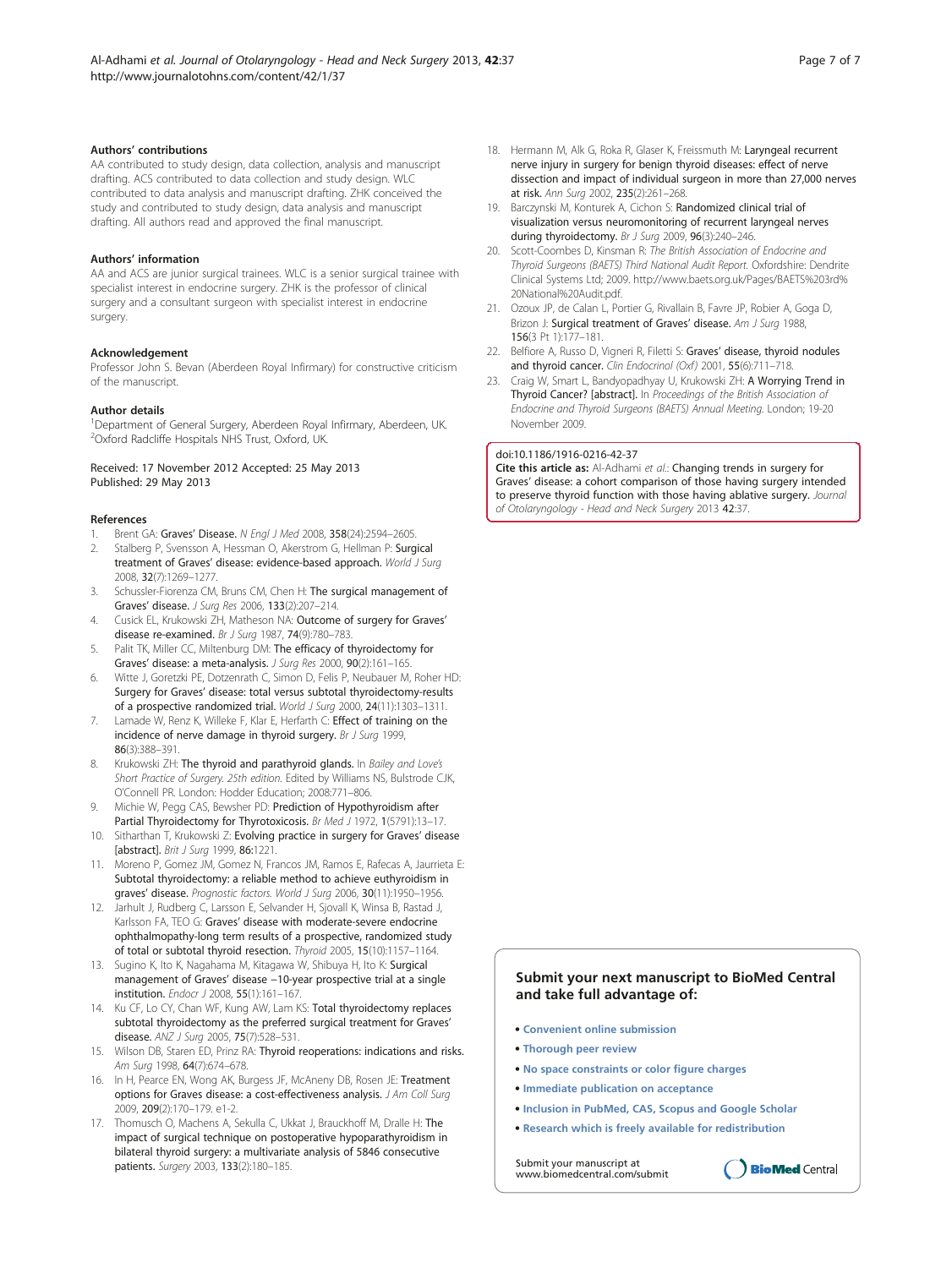### Authors' contributions

AA contributed to study design, data collection, analysis and manuscript drafting. ACS contributed to data collection and study design. WLC contributed to data analysis and manuscript drafting. ZHK conceived the study and contributed to study design, data analysis and manuscript drafting. All authors read and approved the final manuscript.

### Authors' information

AA and ACS are junior surgical trainees. WLC is a senior surgical trainee with specialist interest in endocrine surgery. ZHK is the professor of clinical surgery and a consultant surgeon with specialist interest in endocrine surgery.

### Acknowledgement

Professor John S. Bevan (Aberdeen Royal Infirmary) for constructive criticism of the manuscript.

### Author details

[1]Department of General Surgery, Aberdeen Royal Infirmary, Aberdeen, UK. [2]Oxford Radcliffe Hospitals NHS Trust, Oxford, UK.

Received: 17 November 2012 Accepted: 25 May 2013
Published: 29 May 2013

### References

1. Brent GA: **Graves' Disease.** *N Engl J Med* 2008, **358**(24):2594–2605.
2. Stalberg P, Svensson A, Hessman O, Akerstrom G, Hellman P: **Surgical treatment of Graves' disease: evidence-based approach.** *World J Surg* 2008, **32**(7):1269–1277.
3. Schussler-Fiorenza CM, Bruns CM, Chen H: **The surgical management of Graves' disease.** *J Surg Res* 2006, **133**(2):207–214.
4. Cusick EL, Krukowski ZH, Matheson NA: **Outcome of surgery for Graves' disease re-examined.** *Br J Surg* 1987, **74**(9):780–783.
5. Palit TK, Miller CC, Miltenburg DM: **The efficacy of thyroidectomy for Graves' disease: a meta-analysis.** *J Surg Res* 2000, **90**(2):161–165.
6. Witte J, Goretzki PE, Dotzenrath C, Simon D, Felis P, Neubauer M, Roher HD: **Surgery for Graves' disease: total versus subtotal thyroidectomy-results of a prospective randomized trial.** *World J Surg* 2000, **24**(11):1303–1311.
7. Lamade W, Renz K, Willeke F, Klar E, Herfarth C: **Effect of training on the incidence of nerve damage in thyroid surgery.** *Br J Surg* 1999, **86**(3):388–391.
8. Krukowski ZH: **The thyroid and parathyroid glands.** In *Bailey and Love's Short Practice of Surgery. 25th edition.* Edited by Williams NS, Bulstrode CJK, O'Connell PR. London: Hodder Education; 2008:771–806.
9. Michie W, Pegg CAS, Bewsher PD: **Prediction of Hypothyroidism after Partial Thyroidectomy for Thyrotoxicosis.** *Br Med J* 1972, **1**(5791):13–17.
10. Sitharthan T, Krukowski Z: **Evolving practice in surgery for Graves' disease [abstract].** *Brit J Surg* 1999, **86:**1221.
11. Moreno P, Gomez JM, Gomez N, Francos JM, Ramos E, Rafecas A, Jaurrieta E: **Subtotal thyroidectomy: a reliable method to achieve euthyroidism in graves' disease.** *Prognostic factors. World J Surg* 2006, **30**(11):1950–1956.
12. Jarhult J, Rudberg C, Larsson E, Selvander H, Sjovall K, Winsa B, Rastad J, Karlsson FA, TEO G: **Graves' disease with moderate-severe endocrine ophthalmopathy-long term results of a prospective, randomized study of total or subtotal thyroid resection.** *Thyroid* 2005, **15**(10):1157–1164.
13. Sugino K, Ito K, Nagahama M, Kitagawa W, Shibuya H, Ito K: **Surgical management of Graves' disease −10-year prospective trial at a single institution.** *Endocr J* 2008, **55**(1):161–167.
14. Ku CF, Lo CY, Chan WF, Kung AW, Lam KS: **Total thyroidectomy replaces subtotal thyroidectomy as the preferred surgical treatment for Graves' disease.** *ANZ J Surg* 2005, **75**(7):528–531.
15. Wilson DB, Staren ED, Prinz RA: **Thyroid reoperations: indications and risks.** *Am Surg* 1998, **64**(7):674–678.
16. In H, Pearce EN, Wong AK, Burgess JF, McAneny DB, Rosen JE: **Treatment options for Graves disease: a cost-effectiveness analysis.** *J Am Coll Surg* 2009, **209**(2):170–179. e1-2.
17. Thomusch O, Machens A, Sekulla C, Ukkat J, Brauckhoff M, Dralle H: **The impact of surgical technique on postoperative hypoparathyroidism in bilateral thyroid surgery: a multivariate analysis of 5846 consecutive patients.** *Surgery* 2003, **133**(2):180–185.
18. Hermann M, Alk G, Roka R, Glaser K, Freissmuth M: **Laryngeal recurrent nerve injury in surgery for benign thyroid diseases: effect of nerve dissection and impact of individual surgeon in more than 27,000 nerves at risk.** *Ann Surg* 2002, **235**(2):261–268.
19. Barczynski M, Konturek A, Cichon S: **Randomized clinical trial of visualization versus neuromonitoring of recurrent laryngeal nerves during thyroidectomy.** *Br J Surg* 2009, **96**(3):240–246.
20. Scott-Coombes D, Kinsman R: *The British Association of Endocrine and Thyroid Surgeons (BAETS) Third National Audit Report.* Oxfordshire: Dendrite Clinical Systems Ltd; 2009. http://www.baets.org.uk/Pages/BAETS%203rd%20National%20Audit.pdf.
21. Ozoux JP, de Calan L, Portier G, Rivallain B, Favre JP, Robier A, Goga D, Brizon J: **Surgical treatment of Graves' disease.** *Am J Surg* 1988, **156**(3 Pt 1):177–181.
22. Belfiore A, Russo D, Vigneri R, Filetti S: **Graves' disease, thyroid nodules and thyroid cancer.** *Clin Endocrinol (Oxf)* 2001, **55**(6):711–718.
23. Craig W, Smart L, Bandyopadhyay U, Krukowski ZH: **A Worrying Trend in Thyroid Cancer? [abstract].** In *Proceedings of the British Association of Endocrine and Thyroid Surgeons (BAETS) Annual Meeting.* London; 19-20 November 2009.

doi:10.1186/1916-0216-42-37

**Cite this article as:** Al-Adhami *et al.*: Changing trends in surgery for Graves' disease: a cohort comparison of those having surgery intended to preserve thyroid function with those having ablative surgery. *Journal of Otolaryngology - Head and Neck Surgery* 2013 **42**:37.

**Submit your next manuscript to BioMed Central and take full advantage of:**

- **Convenient online submission**
- **Thorough peer review**
- **No space constraints or color figure charges**
- **Immediate publication on acceptance**
- **Inclusion in PubMed, CAS, Scopus and Google Scholar**
- **Research which is freely available for redistribution**

Submit your manuscript at
www.biomedcentral.com/submit